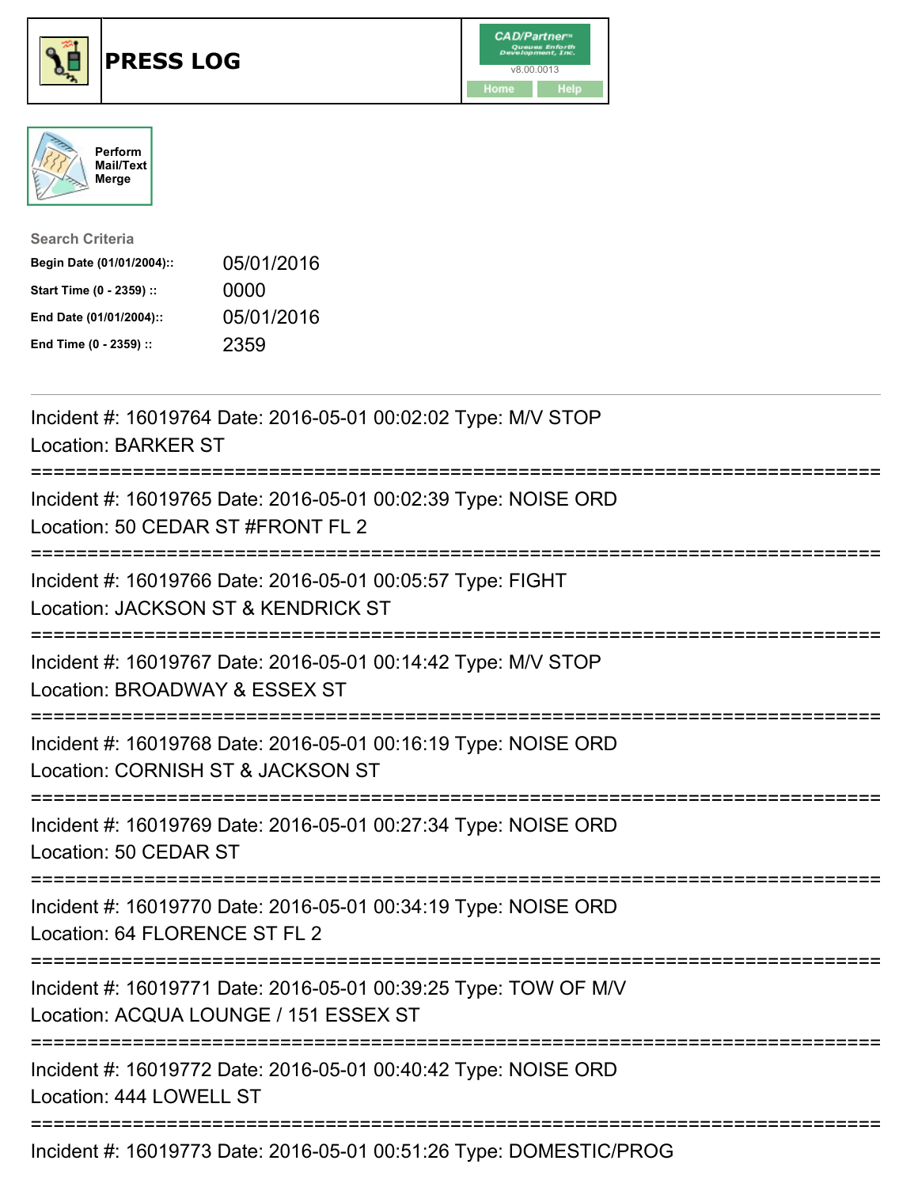# PRESS LOG

CAD/Partner™ v8.00.0013

Home Help

Perform Mail/Text Merge

**Search Criteria**

| | |
|---|---|
| **Begin Date (01/01/2004)::** | 05/01/2016 |
| **Start Time (0 - 2359) ::** | 0000 |
| **End Date (01/01/2004)::** | 05/01/2016 |
| **End Time (0 - 2359) ::** | 2359 |

---

Incident #: 16019764 Date: 2016-05-01 00:02:02 Type: M/V STOP
Location: BARKER ST

===========================================================================

Incident #: 16019765 Date: 2016-05-01 00:02:39 Type: NOISE ORD
Location: 50 CEDAR ST #FRONT FL 2

===========================================================================

Incident #: 16019766 Date: 2016-05-01 00:05:57 Type: FIGHT
Location: JACKSON ST & KENDRICK ST

===========================================================================

Incident #: 16019767 Date: 2016-05-01 00:14:42 Type: M/V STOP
Location: BROADWAY & ESSEX ST

===========================================================================

Incident #: 16019768 Date: 2016-05-01 00:16:19 Type: NOISE ORD
Location: CORNISH ST & JACKSON ST

===========================================================================

Incident #: 16019769 Date: 2016-05-01 00:27:34 Type: NOISE ORD
Location: 50 CEDAR ST

===========================================================================

Incident #: 16019770 Date: 2016-05-01 00:34:19 Type: NOISE ORD
Location: 64 FLORENCE ST FL 2

===========================================================================

Incident #: 16019771 Date: 2016-05-01 00:39:25 Type: TOW OF M/V
Location: ACQUA LOUNGE / 151 ESSEX ST

===========================================================================

Incident #: 16019772 Date: 2016-05-01 00:40:42 Type: NOISE ORD
Location: 444 LOWELL ST

===========================================================================

Incident #: 16019773 Date: 2016-05-01 00:51:26 Type: DOMESTIC/PROG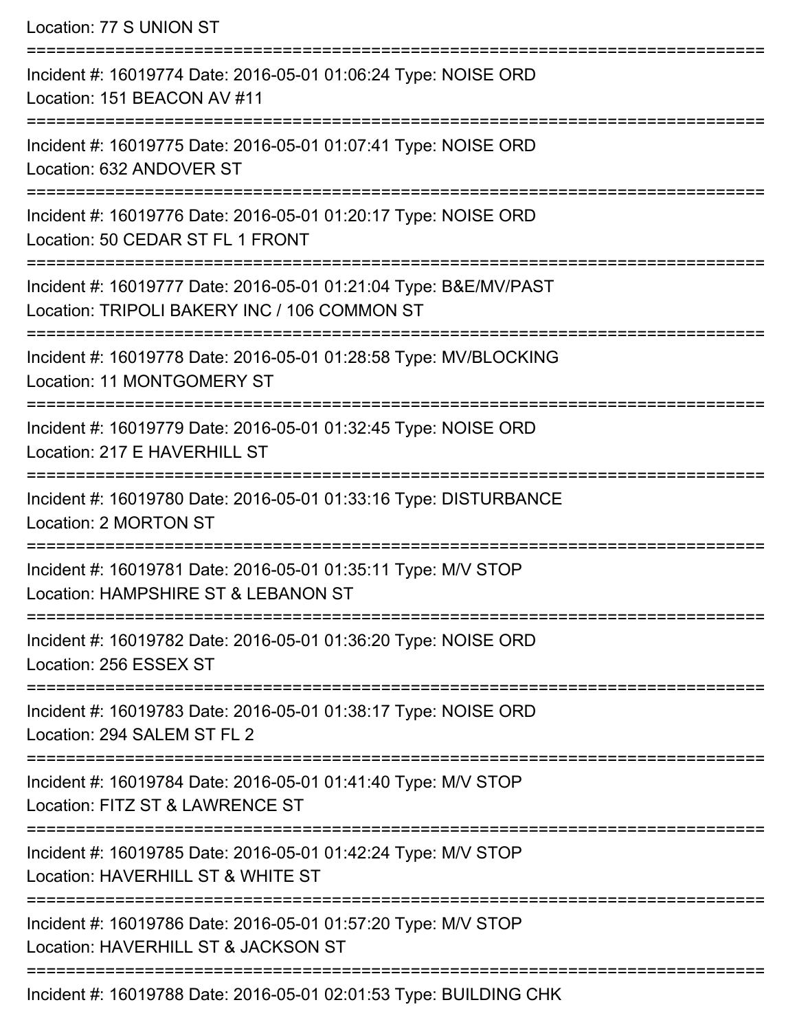Location: 77 S UNION ST

===========================================================================

Incident #: 16019774 Date: 2016-05-01 01:06:24 Type: NOISE ORD
Location: 151 BEACON AV #11

===========================================================================

Incident #: 16019775 Date: 2016-05-01 01:07:41 Type: NOISE ORD
Location: 632 ANDOVER ST

===========================================================================

Incident #: 16019776 Date: 2016-05-01 01:20:17 Type: NOISE ORD
Location: 50 CEDAR ST FL 1 FRONT

===========================================================================

Incident #: 16019777 Date: 2016-05-01 01:21:04 Type: B&E/MV/PAST
Location: TRIPOLI BAKERY INC / 106 COMMON ST

===========================================================================

Incident #: 16019778 Date: 2016-05-01 01:28:58 Type: MV/BLOCKING
Location: 11 MONTGOMERY ST

===========================================================================

Incident #: 16019779 Date: 2016-05-01 01:32:45 Type: NOISE ORD
Location: 217 E HAVERHILL ST

===========================================================================

Incident #: 16019780 Date: 2016-05-01 01:33:16 Type: DISTURBANCE
Location: 2 MORTON ST

===========================================================================

Incident #: 16019781 Date: 2016-05-01 01:35:11 Type: M/V STOP
Location: HAMPSHIRE ST & LEBANON ST

===========================================================================

Incident #: 16019782 Date: 2016-05-01 01:36:20 Type: NOISE ORD
Location: 256 ESSEX ST

===========================================================================

Incident #: 16019783 Date: 2016-05-01 01:38:17 Type: NOISE ORD
Location: 294 SALEM ST FL 2

===========================================================================

Incident #: 16019784 Date: 2016-05-01 01:41:40 Type: M/V STOP
Location: FITZ ST & LAWRENCE ST

===========================================================================

Incident #: 16019785 Date: 2016-05-01 01:42:24 Type: M/V STOP
Location: HAVERHILL ST & WHITE ST

===========================================================================

Incident #: 16019786 Date: 2016-05-01 01:57:20 Type: M/V STOP
Location: HAVERHILL ST & JACKSON ST

===========================================================================

Incident #: 16019788 Date: 2016-05-01 02:01:53 Type: BUILDING CHK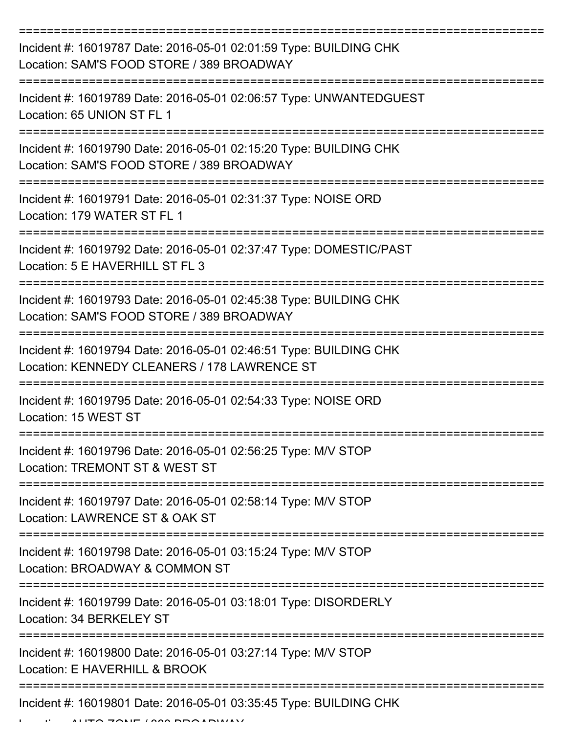Incident #: 16019787 Date: 2016-05-01 02:01:59 Type: BUILDING CHK
Location: SAM'S FOOD STORE / 389 BROADWAY

Incident #: 16019789 Date: 2016-05-01 02:06:57 Type: UNWANTEDGUEST
Location: 65 UNION ST FL 1

Incident #: 16019790 Date: 2016-05-01 02:15:20 Type: BUILDING CHK
Location: SAM'S FOOD STORE / 389 BROADWAY

Incident #: 16019791 Date: 2016-05-01 02:31:37 Type: NOISE ORD
Location: 179 WATER ST FL 1

Incident #: 16019792 Date: 2016-05-01 02:37:47 Type: DOMESTIC/PAST
Location: 5 E HAVERHILL ST FL 3

Incident #: 16019793 Date: 2016-05-01 02:45:38 Type: BUILDING CHK
Location: SAM'S FOOD STORE / 389 BROADWAY

Incident #: 16019794 Date: 2016-05-01 02:46:51 Type: BUILDING CHK
Location: KENNEDY CLEANERS / 178 LAWRENCE ST

Incident #: 16019795 Date: 2016-05-01 02:54:33 Type: NOISE ORD
Location: 15 WEST ST

Incident #: 16019796 Date: 2016-05-01 02:56:25 Type: M/V STOP
Location: TREMONT ST & WEST ST

Incident #: 16019797 Date: 2016-05-01 02:58:14 Type: M/V STOP
Location: LAWRENCE ST & OAK ST

Incident #: 16019798 Date: 2016-05-01 03:15:24 Type: M/V STOP
Location: BROADWAY & COMMON ST

Incident #: 16019799 Date: 2016-05-01 03:18:01 Type: DISORDERLY
Location: 34 BERKELEY ST

Incident #: 16019800 Date: 2016-05-01 03:27:14 Type: M/V STOP
Location: E HAVERHILL & BROOK

Incident #: 16019801 Date: 2016-05-01 03:35:45 Type: BUILDING CHK
Location: AUTO ZONE / 380 BROADWAY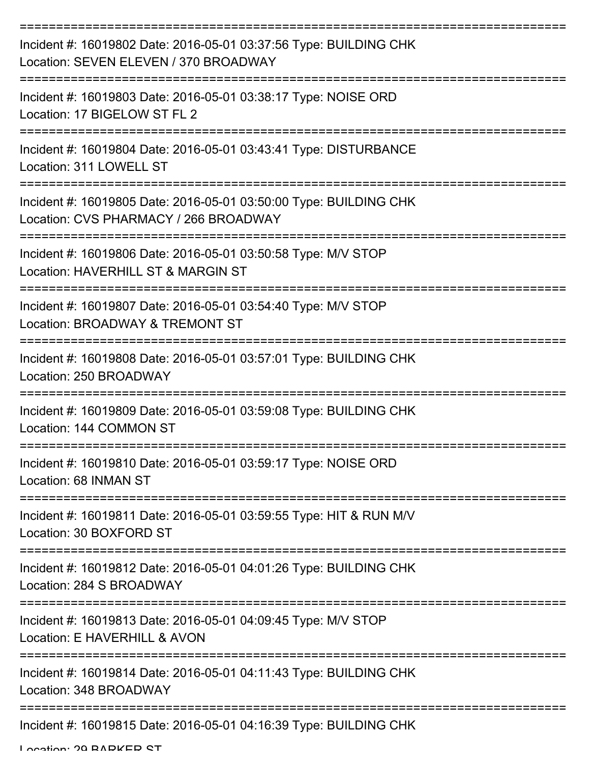===========================================================================

Incident #: 16019802 Date: 2016-05-01 03:37:56 Type: BUILDING CHK
Location: SEVEN ELEVEN / 370 BROADWAY

===========================================================================

Incident #: 16019803 Date: 2016-05-01 03:38:17 Type: NOISE ORD
Location: 17 BIGELOW ST FL 2

===========================================================================

Incident #: 16019804 Date: 2016-05-01 03:43:41 Type: DISTURBANCE
Location: 311 LOWELL ST

===========================================================================

Incident #: 16019805 Date: 2016-05-01 03:50:00 Type: BUILDING CHK
Location: CVS PHARMACY / 266 BROADWAY

===========================================================================

Incident #: 16019806 Date: 2016-05-01 03:50:58 Type: M/V STOP
Location: HAVERHILL ST & MARGIN ST

===========================================================================

Incident #: 16019807 Date: 2016-05-01 03:54:40 Type: M/V STOP
Location: BROADWAY & TREMONT ST

===========================================================================

Incident #: 16019808 Date: 2016-05-01 03:57:01 Type: BUILDING CHK
Location: 250 BROADWAY

===========================================================================

Incident #: 16019809 Date: 2016-05-01 03:59:08 Type: BUILDING CHK
Location: 144 COMMON ST

===========================================================================

Incident #: 16019810 Date: 2016-05-01 03:59:17 Type: NOISE ORD
Location: 68 INMAN ST

===========================================================================

Incident #: 16019811 Date: 2016-05-01 03:59:55 Type: HIT & RUN M/V
Location: 30 BOXFORD ST

===========================================================================

Incident #: 16019812 Date: 2016-05-01 04:01:26 Type: BUILDING CHK
Location: 284 S BROADWAY

===========================================================================

Incident #: 16019813 Date: 2016-05-01 04:09:45 Type: M/V STOP
Location: E HAVERHILL & AVON

===========================================================================

Incident #: 16019814 Date: 2016-05-01 04:11:43 Type: BUILDING CHK
Location: 348 BROADWAY

===========================================================================

Incident #: 16019815 Date: 2016-05-01 04:16:39 Type: BUILDING CHK
Location: 29 BARKER ST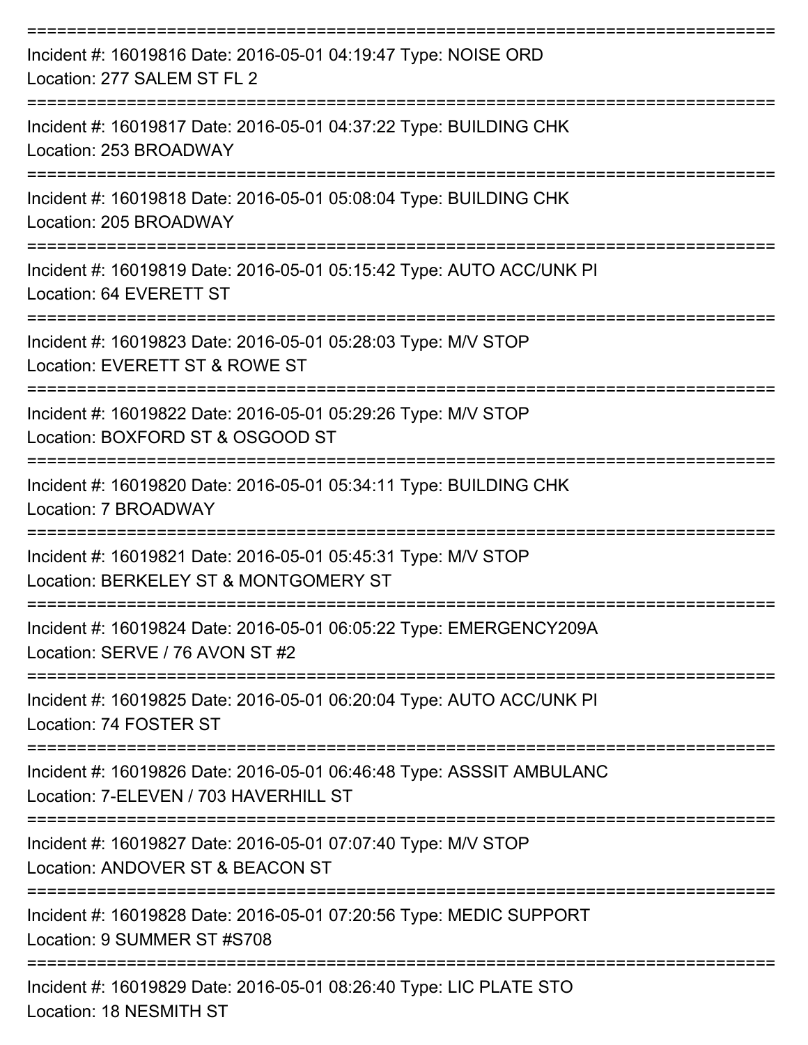===========================================================================

Incident #: 16019816 Date: 2016-05-01 04:19:47 Type: NOISE ORD

Location: 277 SALEM ST FL 2

===========================================================================

Incident #: 16019817 Date: 2016-05-01 04:37:22 Type: BUILDING CHK

Location: 253 BROADWAY

===========================================================================

Incident #: 16019818 Date: 2016-05-01 05:08:04 Type: BUILDING CHK

Location: 205 BROADWAY

===========================================================================

Incident #: 16019819 Date: 2016-05-01 05:15:42 Type: AUTO ACC/UNK PI

Location: 64 EVERETT ST

===========================================================================

Incident #: 16019823 Date: 2016-05-01 05:28:03 Type: M/V STOP

Location: EVERETT ST & ROWE ST

===========================================================================

Incident #: 16019822 Date: 2016-05-01 05:29:26 Type: M/V STOP

Location: BOXFORD ST & OSGOOD ST

===========================================================================

Incident #: 16019820 Date: 2016-05-01 05:34:11 Type: BUILDING CHK

Location: 7 BROADWAY

===========================================================================

Incident #: 16019821 Date: 2016-05-01 05:45:31 Type: M/V STOP

Location: BERKELEY ST & MONTGOMERY ST

===========================================================================

Incident #: 16019824 Date: 2016-05-01 06:05:22 Type: EMERGENCY209A

Location: SERVE / 76 AVON ST #2

===========================================================================

Incident #: 16019825 Date: 2016-05-01 06:20:04 Type: AUTO ACC/UNK PI

Location: 74 FOSTER ST

===========================================================================

Incident #: 16019826 Date: 2016-05-01 06:46:48 Type: ASSSIT AMBULANC

Location: 7-ELEVEN / 703 HAVERHILL ST

===========================================================================

Incident #: 16019827 Date: 2016-05-01 07:07:40 Type: M/V STOP

Location: ANDOVER ST & BEACON ST

===========================================================================

Incident #: 16019828 Date: 2016-05-01 07:20:56 Type: MEDIC SUPPORT

Location: 9 SUMMER ST #S708

===========================================================================

Incident #: 16019829 Date: 2016-05-01 08:26:40 Type: LIC PLATE STO

Location: 18 NESMITH ST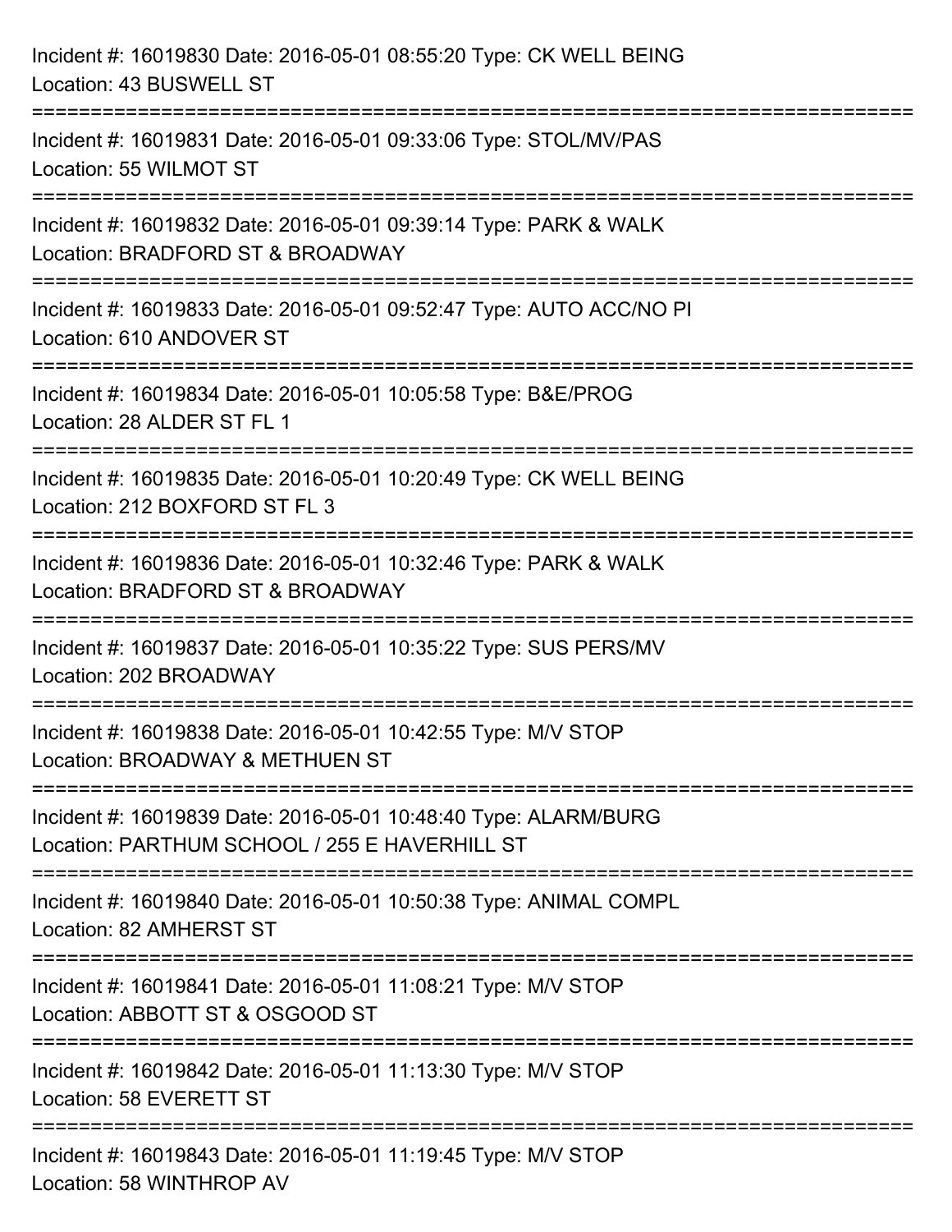Incident #: 16019830 Date: 2016-05-01 08:55:20 Type: CK WELL BEING
Location: 43 BUSWELL ST

===========================================================================

Incident #: 16019831 Date: 2016-05-01 09:33:06 Type: STOL/MV/PAS
Location: 55 WILMOT ST

===========================================================================

Incident #: 16019832 Date: 2016-05-01 09:39:14 Type: PARK & WALK
Location: BRADFORD ST & BROADWAY

===========================================================================

Incident #: 16019833 Date: 2016-05-01 09:52:47 Type: AUTO ACC/NO PI
Location: 610 ANDOVER ST

===========================================================================

Incident #: 16019834 Date: 2016-05-01 10:05:58 Type: B&E/PROG
Location: 28 ALDER ST FL 1

===========================================================================

Incident #: 16019835 Date: 2016-05-01 10:20:49 Type: CK WELL BEING
Location: 212 BOXFORD ST FL 3

===========================================================================

Incident #: 16019836 Date: 2016-05-01 10:32:46 Type: PARK & WALK
Location: BRADFORD ST & BROADWAY

===========================================================================

Incident #: 16019837 Date: 2016-05-01 10:35:22 Type: SUS PERS/MV
Location: 202 BROADWAY

===========================================================================

Incident #: 16019838 Date: 2016-05-01 10:42:55 Type: M/V STOP
Location: BROADWAY & METHUEN ST

===========================================================================

Incident #: 16019839 Date: 2016-05-01 10:48:40 Type: ALARM/BURG
Location: PARTHUM SCHOOL / 255 E HAVERHILL ST

===========================================================================

Incident #: 16019840 Date: 2016-05-01 10:50:38 Type: ANIMAL COMPL
Location: 82 AMHERST ST

===========================================================================

Incident #: 16019841 Date: 2016-05-01 11:08:21 Type: M/V STOP
Location: ABBOTT ST & OSGOOD ST

===========================================================================

Incident #: 16019842 Date: 2016-05-01 11:13:30 Type: M/V STOP
Location: 58 EVERETT ST

===========================================================================

Incident #: 16019843 Date: 2016-05-01 11:19:45 Type: M/V STOP
Location: 58 WINTHROP AV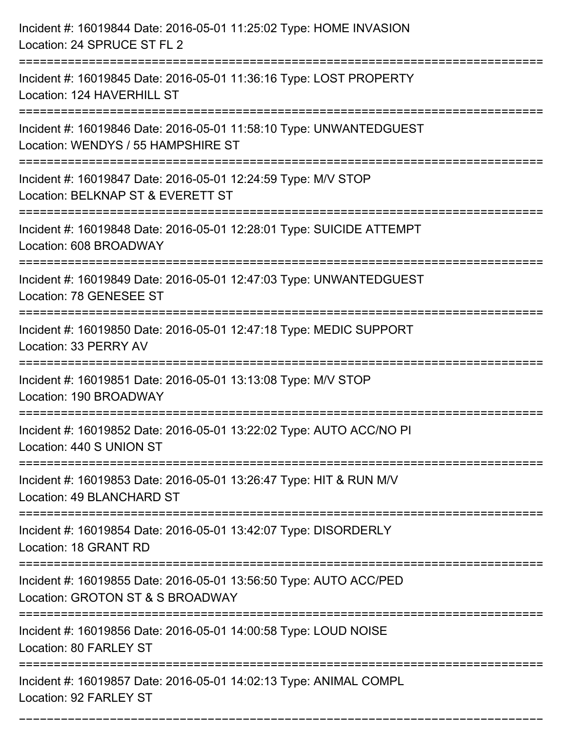Incident #: 16019844 Date: 2016-05-01 11:25:02 Type: HOME INVASION
Location: 24 SPRUCE ST FL 2

===========================================================================

Incident #: 16019845 Date: 2016-05-01 11:36:16 Type: LOST PROPERTY
Location: 124 HAVERHILL ST

===========================================================================

Incident #: 16019846 Date: 2016-05-01 11:58:10 Type: UNWANTEDGUEST
Location: WENDYS / 55 HAMPSHIRE ST

===========================================================================

Incident #: 16019847 Date: 2016-05-01 12:24:59 Type: M/V STOP
Location: BELKNAP ST & EVERETT ST

===========================================================================

Incident #: 16019848 Date: 2016-05-01 12:28:01 Type: SUICIDE ATTEMPT
Location: 608 BROADWAY

===========================================================================

Incident #: 16019849 Date: 2016-05-01 12:47:03 Type: UNWANTEDGUEST
Location: 78 GENESEE ST

===========================================================================

Incident #: 16019850 Date: 2016-05-01 12:47:18 Type: MEDIC SUPPORT
Location: 33 PERRY AV

===========================================================================

Incident #: 16019851 Date: 2016-05-01 13:13:08 Type: M/V STOP
Location: 190 BROADWAY

===========================================================================

Incident #: 16019852 Date: 2016-05-01 13:22:02 Type: AUTO ACC/NO PI
Location: 440 S UNION ST

===========================================================================

Incident #: 16019853 Date: 2016-05-01 13:26:47 Type: HIT & RUN M/V
Location: 49 BLANCHARD ST

===========================================================================

Incident #: 16019854 Date: 2016-05-01 13:42:07 Type: DISORDERLY
Location: 18 GRANT RD

===========================================================================

Incident #: 16019855 Date: 2016-05-01 13:56:50 Type: AUTO ACC/PED
Location: GROTON ST & S BROADWAY

===========================================================================

Incident #: 16019856 Date: 2016-05-01 14:00:58 Type: LOUD NOISE
Location: 80 FARLEY ST

===========================================================================

Incident #: 16019857 Date: 2016-05-01 14:02:13 Type: ANIMAL COMPL
Location: 92 FARLEY ST

===========================================================================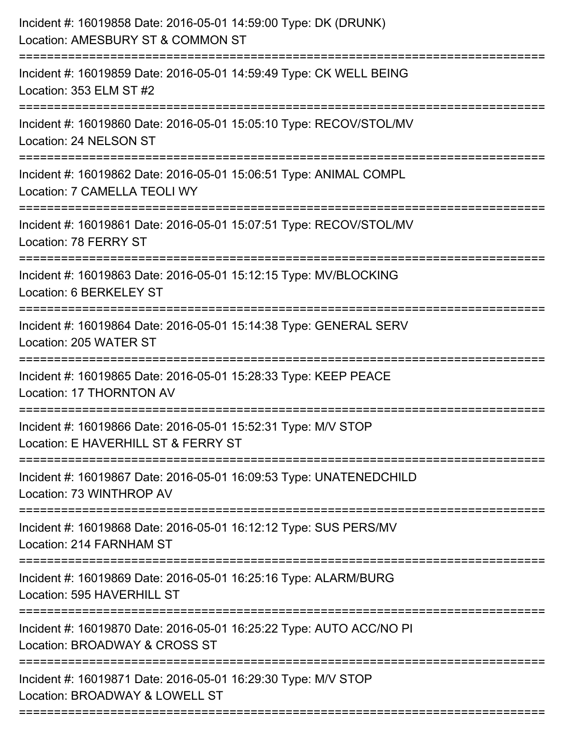Incident #: 16019858 Date: 2016-05-01 14:59:00 Type: DK (DRUNK)
Location: AMESBURY ST & COMMON ST

===========================================================================

Incident #: 16019859 Date: 2016-05-01 14:59:49 Type: CK WELL BEING
Location: 353 ELM ST #2

===========================================================================

Incident #: 16019860 Date: 2016-05-01 15:05:10 Type: RECOV/STOL/MV
Location: 24 NELSON ST

===========================================================================

Incident #: 16019862 Date: 2016-05-01 15:06:51 Type: ANIMAL COMPL
Location: 7 CAMELLA TEOLI WY

===========================================================================

Incident #: 16019861 Date: 2016-05-01 15:07:51 Type: RECOV/STOL/MV
Location: 78 FERRY ST

===========================================================================

Incident #: 16019863 Date: 2016-05-01 15:12:15 Type: MV/BLOCKING
Location: 6 BERKELEY ST

===========================================================================

Incident #: 16019864 Date: 2016-05-01 15:14:38 Type: GENERAL SERV
Location: 205 WATER ST

===========================================================================

Incident #: 16019865 Date: 2016-05-01 15:28:33 Type: KEEP PEACE
Location: 17 THORNTON AV

===========================================================================

Incident #: 16019866 Date: 2016-05-01 15:52:31 Type: M/V STOP
Location: E HAVERHILL ST & FERRY ST

===========================================================================

Incident #: 16019867 Date: 2016-05-01 16:09:53 Type: UNATENEDCHILD
Location: 73 WINTHROP AV

===========================================================================

Incident #: 16019868 Date: 2016-05-01 16:12:12 Type: SUS PERS/MV
Location: 214 FARNHAM ST

===========================================================================

Incident #: 16019869 Date: 2016-05-01 16:25:16 Type: ALARM/BURG
Location: 595 HAVERHILL ST

===========================================================================

Incident #: 16019870 Date: 2016-05-01 16:25:22 Type: AUTO ACC/NO PI
Location: BROADWAY & CROSS ST

===========================================================================

Incident #: 16019871 Date: 2016-05-01 16:29:30 Type: M/V STOP
Location: BROADWAY & LOWELL ST

===========================================================================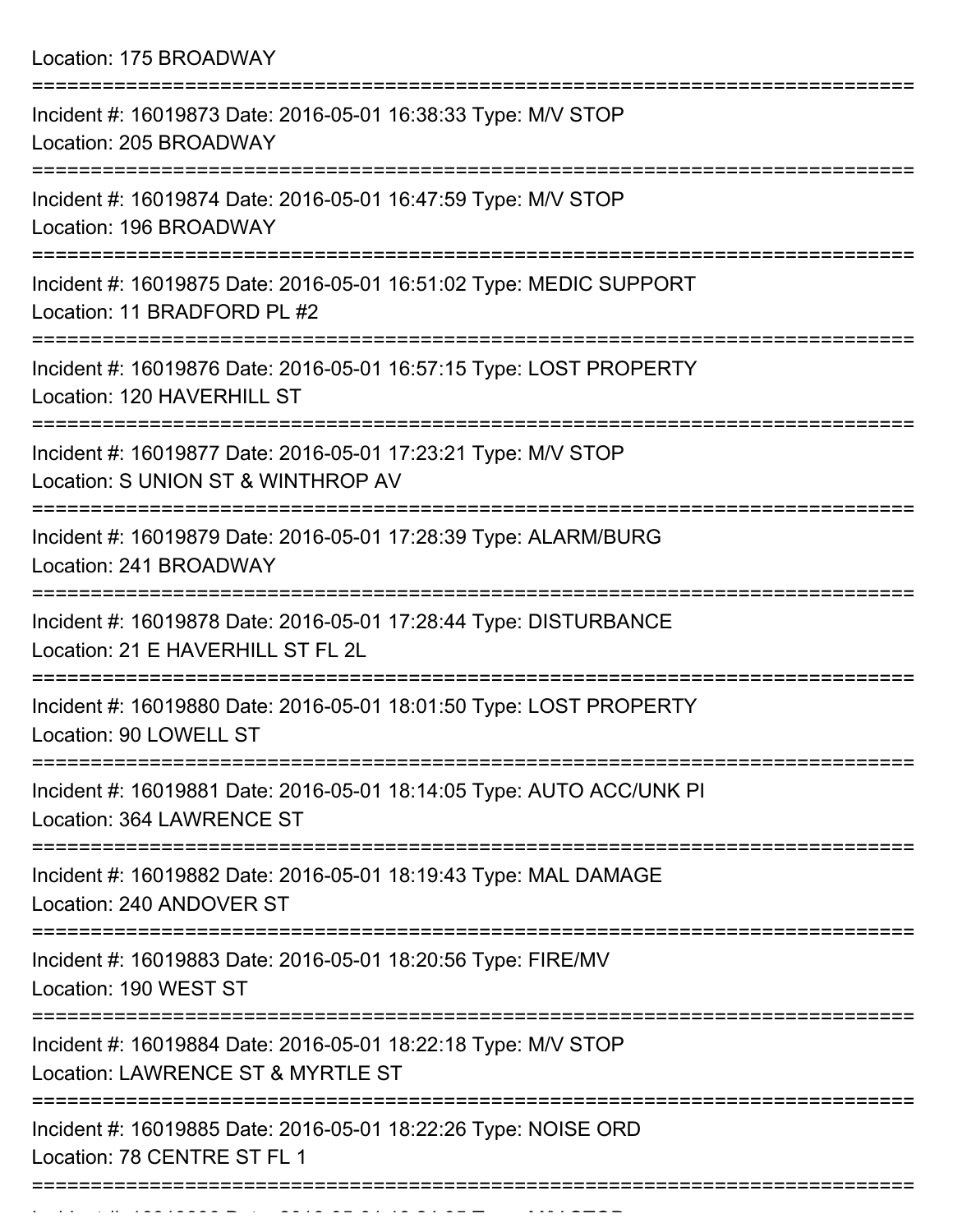Location: 175 BROADWAY

===========================================================================

Incident #: 16019873 Date: 2016-05-01 16:38:33 Type: M/V STOP
Location: 205 BROADWAY

===========================================================================

Incident #: 16019874 Date: 2016-05-01 16:47:59 Type: M/V STOP
Location: 196 BROADWAY

===========================================================================

Incident #: 16019875 Date: 2016-05-01 16:51:02 Type: MEDIC SUPPORT
Location: 11 BRADFORD PL #2

===========================================================================

Incident #: 16019876 Date: 2016-05-01 16:57:15 Type: LOST PROPERTY
Location: 120 HAVERHILL ST

===========================================================================

Incident #: 16019877 Date: 2016-05-01 17:23:21 Type: M/V STOP
Location: S UNION ST & WINTHROP AV

===========================================================================

Incident #: 16019879 Date: 2016-05-01 17:28:39 Type: ALARM/BURG
Location: 241 BROADWAY

===========================================================================

Incident #: 16019878 Date: 2016-05-01 17:28:44 Type: DISTURBANCE
Location: 21 E HAVERHILL ST FL 2L

===========================================================================

Incident #: 16019880 Date: 2016-05-01 18:01:50 Type: LOST PROPERTY
Location: 90 LOWELL ST

===========================================================================

Incident #: 16019881 Date: 2016-05-01 18:14:05 Type: AUTO ACC/UNK PI
Location: 364 LAWRENCE ST

===========================================================================

Incident #: 16019882 Date: 2016-05-01 18:19:43 Type: MAL DAMAGE
Location: 240 ANDOVER ST

===========================================================================

Incident #: 16019883 Date: 2016-05-01 18:20:56 Type: FIRE/MV
Location: 190 WEST ST

===========================================================================

Incident #: 16019884 Date: 2016-05-01 18:22:18 Type: M/V STOP
Location: LAWRENCE ST & MYRTLE ST

===========================================================================

Incident #: 16019885 Date: 2016-05-01 18:22:26 Type: NOISE ORD
Location: 78 CENTRE ST FL 1

===========================================================================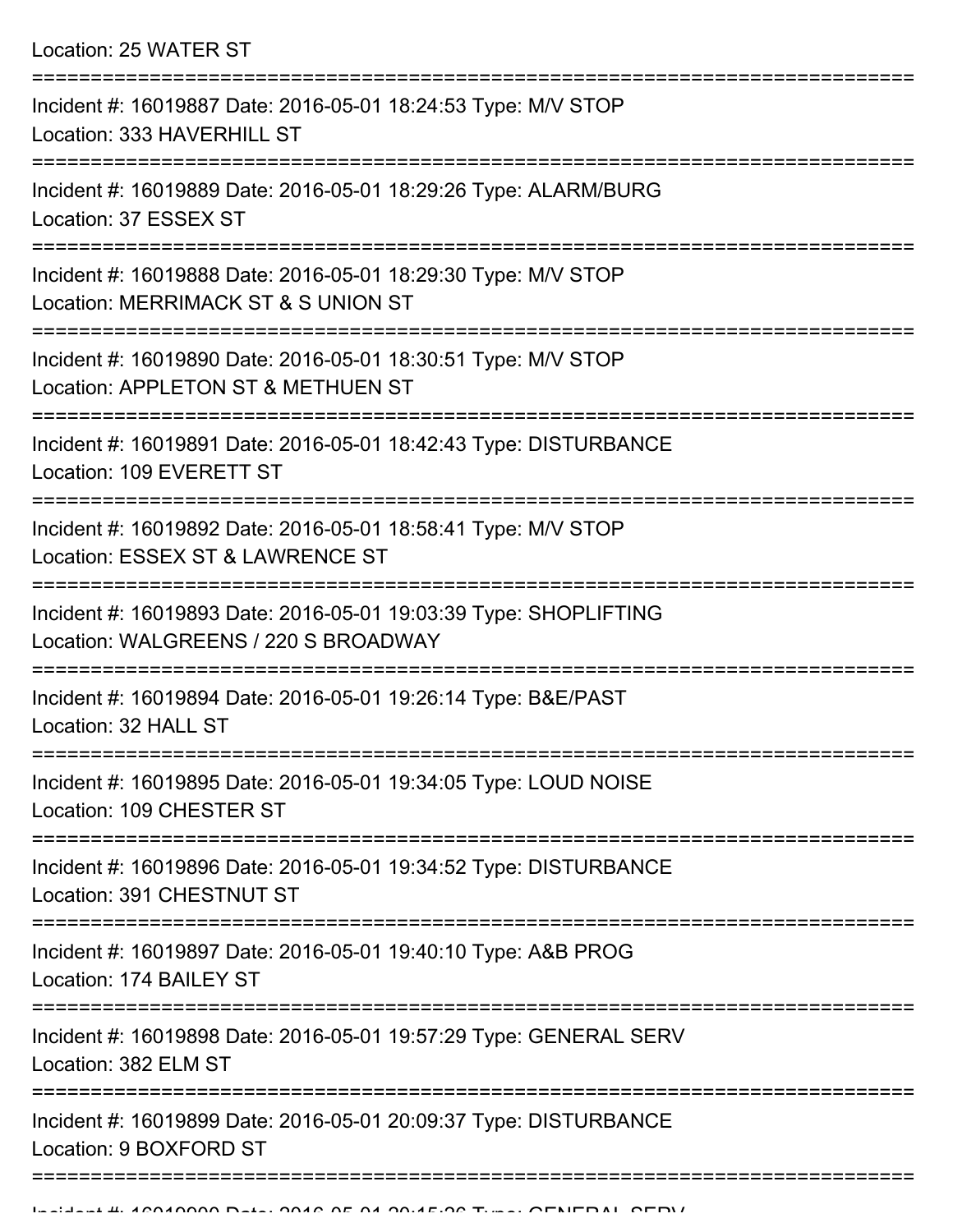Location: 25 WATER ST

===========================================================================

Incident #: 16019887 Date: 2016-05-01 18:24:53 Type: M/V STOP
Location: 333 HAVERHILL ST

===========================================================================

Incident #: 16019889 Date: 2016-05-01 18:29:26 Type: ALARM/BURG
Location: 37 ESSEX ST

===========================================================================

Incident #: 16019888 Date: 2016-05-01 18:29:30 Type: M/V STOP
Location: MERRIMACK ST & S UNION ST

===========================================================================

Incident #: 16019890 Date: 2016-05-01 18:30:51 Type: M/V STOP
Location: APPLETON ST & METHUEN ST

===========================================================================

Incident #: 16019891 Date: 2016-05-01 18:42:43 Type: DISTURBANCE
Location: 109 EVERETT ST

===========================================================================

Incident #: 16019892 Date: 2016-05-01 18:58:41 Type: M/V STOP
Location: ESSEX ST & LAWRENCE ST

===========================================================================

Incident #: 16019893 Date: 2016-05-01 19:03:39 Type: SHOPLIFTING
Location: WALGREENS / 220 S BROADWAY

===========================================================================

Incident #: 16019894 Date: 2016-05-01 19:26:14 Type: B&E/PAST
Location: 32 HALL ST

===========================================================================

Incident #: 16019895 Date: 2016-05-01 19:34:05 Type: LOUD NOISE
Location: 109 CHESTER ST

===========================================================================

Incident #: 16019896 Date: 2016-05-01 19:34:52 Type: DISTURBANCE
Location: 391 CHESTNUT ST

===========================================================================

Incident #: 16019897 Date: 2016-05-01 19:40:10 Type: A&B PROG
Location: 174 BAILEY ST

===========================================================================

Incident #: 16019898 Date: 2016-05-01 19:57:29 Type: GENERAL SERV
Location: 382 ELM ST

===========================================================================

Incident #: 16019899 Date: 2016-05-01 20:09:37 Type: DISTURBANCE
Location: 9 BOXFORD ST

===========================================================================

Incident #: 16019900 Date: 2016-05-01 20:15:26 Type: GENERAL SERV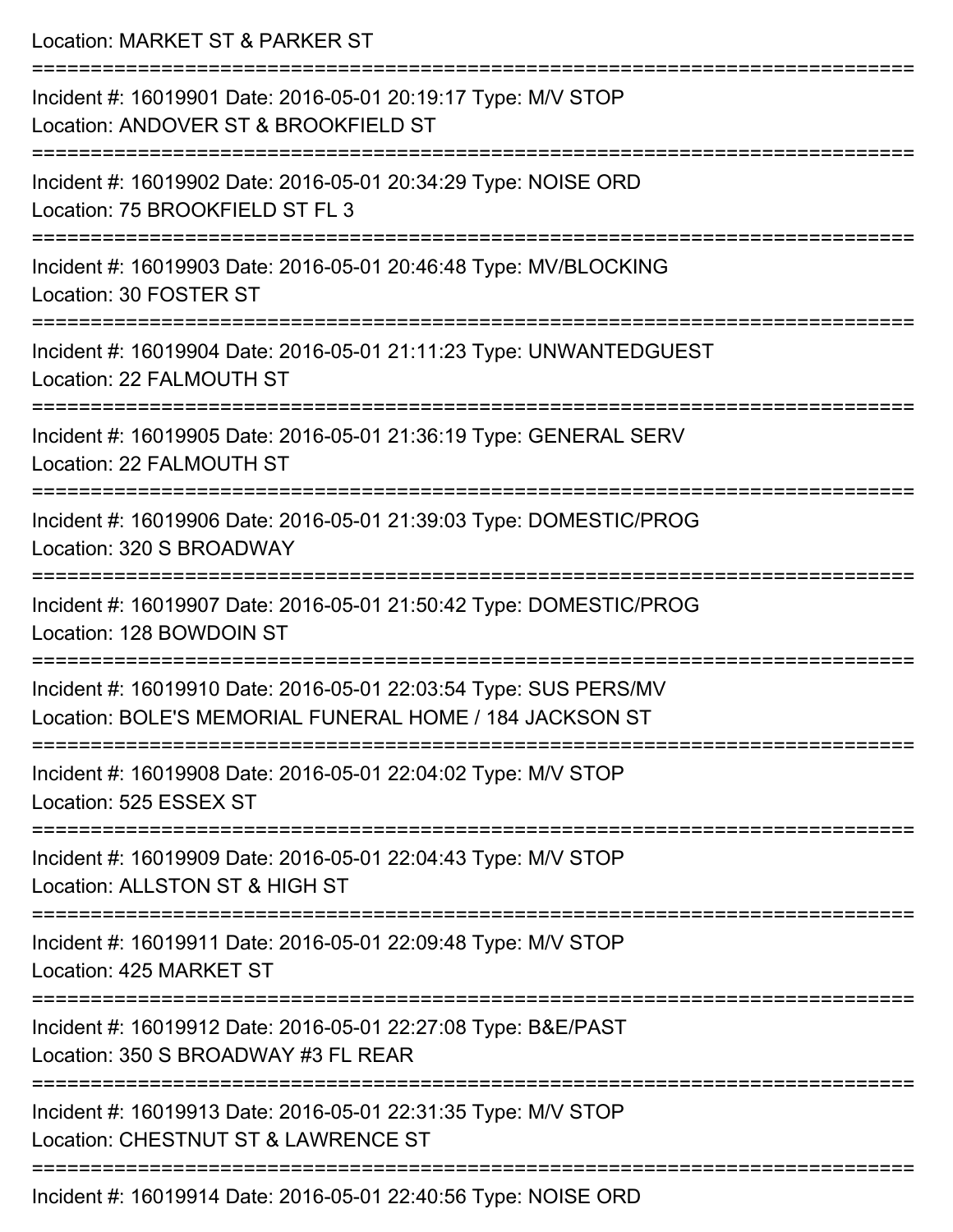Location: MARKET ST & PARKER ST

===========================================================================

Incident #: 16019901 Date: 2016-05-01 20:19:17 Type: M/V STOP
Location: ANDOVER ST & BROOKFIELD ST

===========================================================================

Incident #: 16019902 Date: 2016-05-01 20:34:29 Type: NOISE ORD
Location: 75 BROOKFIELD ST FL 3

===========================================================================

Incident #: 16019903 Date: 2016-05-01 20:46:48 Type: MV/BLOCKING
Location: 30 FOSTER ST

===========================================================================

Incident #: 16019904 Date: 2016-05-01 21:11:23 Type: UNWANTEDGUEST
Location: 22 FALMOUTH ST

===========================================================================

Incident #: 16019905 Date: 2016-05-01 21:36:19 Type: GENERAL SERV
Location: 22 FALMOUTH ST

===========================================================================

Incident #: 16019906 Date: 2016-05-01 21:39:03 Type: DOMESTIC/PROG
Location: 320 S BROADWAY

===========================================================================

Incident #: 16019907 Date: 2016-05-01 21:50:42 Type: DOMESTIC/PROG
Location: 128 BOWDOIN ST

===========================================================================

Incident #: 16019910 Date: 2016-05-01 22:03:54 Type: SUS PERS/MV
Location: BOLE'S MEMORIAL FUNERAL HOME / 184 JACKSON ST

===========================================================================

Incident #: 16019908 Date: 2016-05-01 22:04:02 Type: M/V STOP
Location: 525 ESSEX ST

===========================================================================

Incident #: 16019909 Date: 2016-05-01 22:04:43 Type: M/V STOP
Location: ALLSTON ST & HIGH ST

===========================================================================

Incident #: 16019911 Date: 2016-05-01 22:09:48 Type: M/V STOP
Location: 425 MARKET ST

===========================================================================

Incident #: 16019912 Date: 2016-05-01 22:27:08 Type: B&E/PAST
Location: 350 S BROADWAY #3 FL REAR

===========================================================================

Incident #: 16019913 Date: 2016-05-01 22:31:35 Type: M/V STOP
Location: CHESTNUT ST & LAWRENCE ST

===========================================================================

Incident #: 16019914 Date: 2016-05-01 22:40:56 Type: NOISE ORD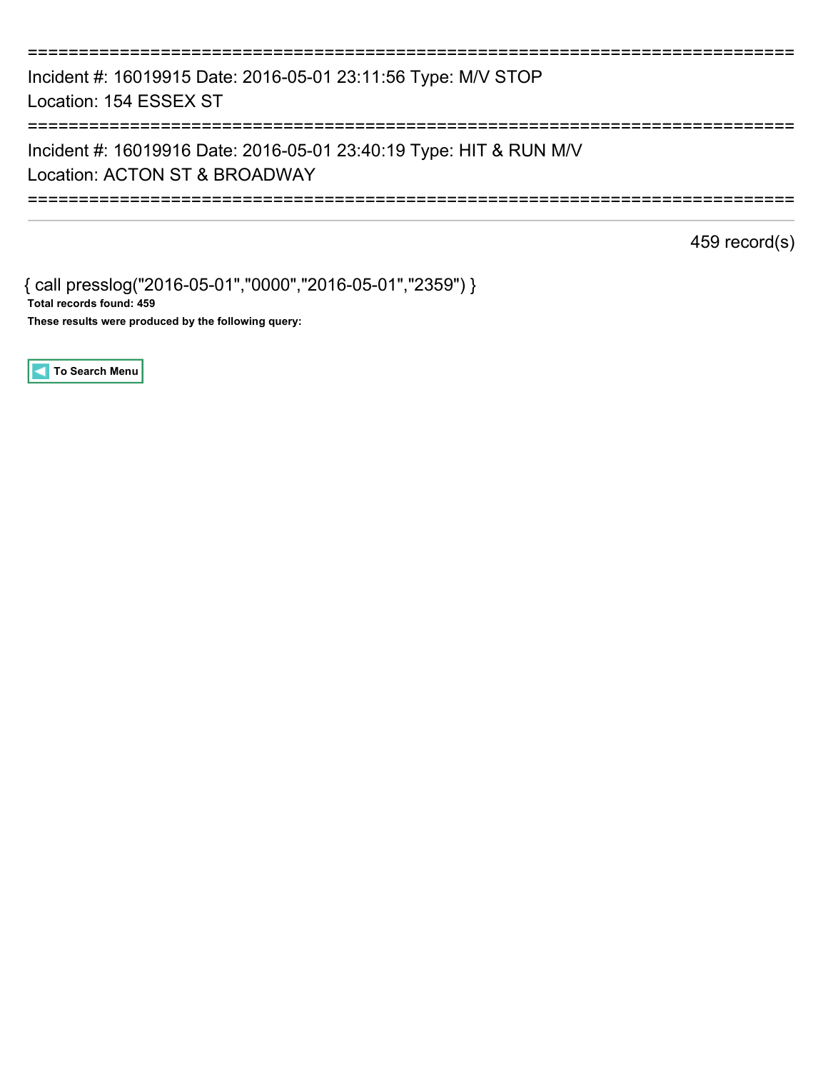===========================================================================

Incident #: 16019915 Date: 2016-05-01 23:11:56 Type: M/V STOP

Location: 154 ESSEX ST

===========================================================================

Incident #: 16019916 Date: 2016-05-01 23:40:19 Type: HIT & RUN M/V

Location: ACTON ST & BROADWAY

===========================================================================

---

459 record(s)

{ call presslog("2016-05-01","0000","2016-05-01","2359") }

**Total records found: 459**

**These results were produced by the following query:**

**To Search Menu**